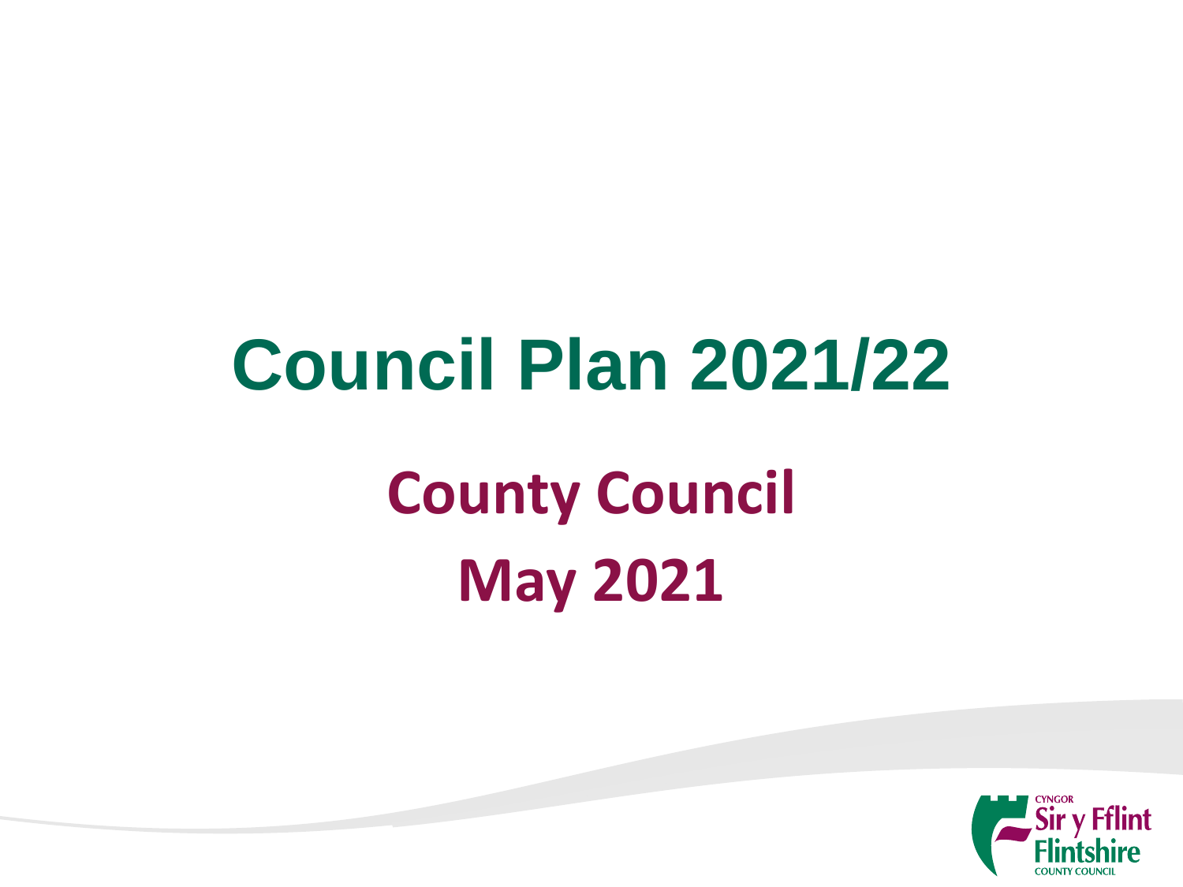# Council Plan 2021/22

## County Council

## May 2021

CYNGOR
Sir y Fflint
Flintshire
COUNTY COUNCIL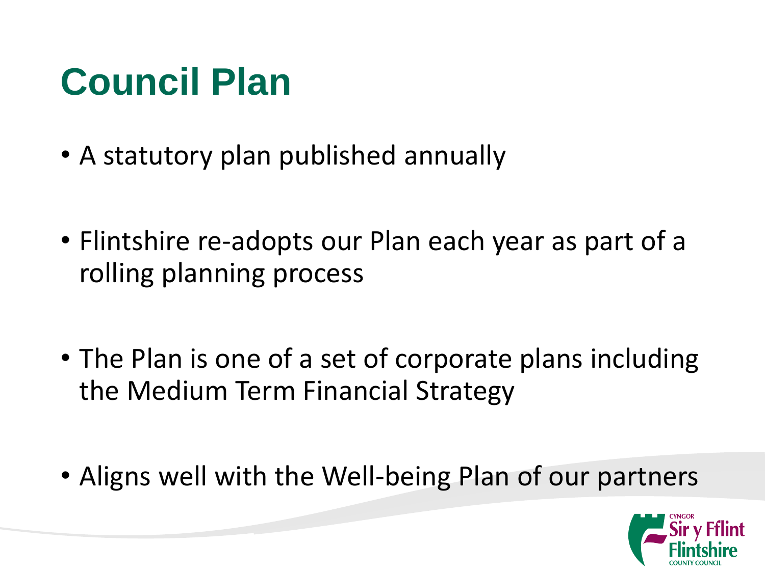# Council Plan

- A statutory plan published annually
- Flintshire re-adopts our Plan each year as part of a rolling planning process
- The Plan is one of a set of corporate plans including the Medium Term Financial Strategy
- Aligns well with the Well-being Plan of our partners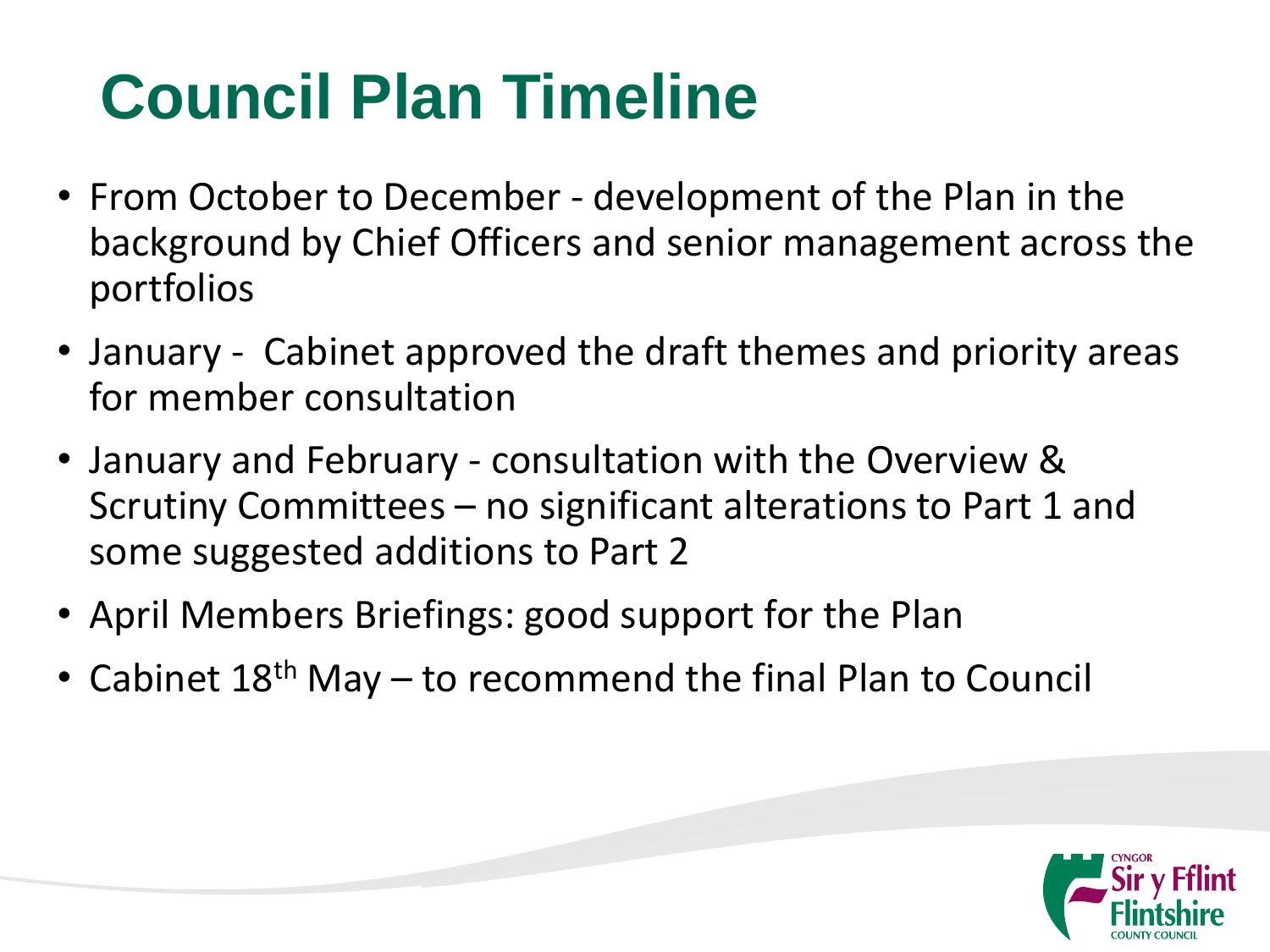# Council Plan Timeline

- From October to December - development of the Plan in the background by Chief Officers and senior management across the portfolios
- January - Cabinet approved the draft themes and priority areas for member consultation
- January and February - consultation with the Overview & Scrutiny Committees – no significant alterations to Part 1 and some suggested additions to Part 2
- April Members Briefings: good support for the Plan
- Cabinet 18th May – to recommend the final Plan to Council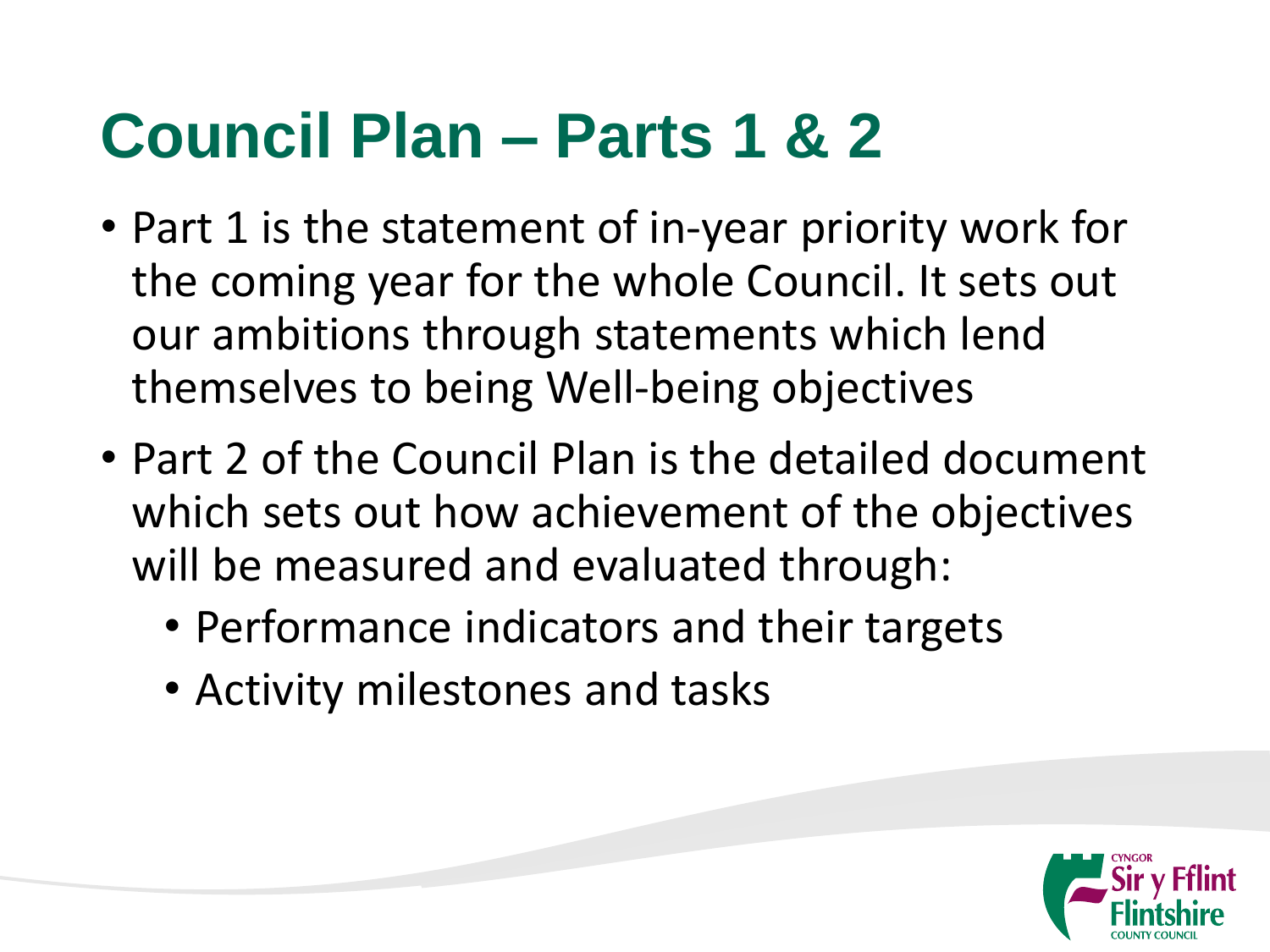# Council Plan – Parts 1 & 2

- Part 1 is the statement of in-year priority work for the coming year for the whole Council. It sets out our ambitions through statements which lend themselves to being Well-being objectives
- Part 2 of the Council Plan is the detailed document which sets out how achievement of the objectives will be measured and evaluated through:
  - Performance indicators and their targets
  - Activity milestones and tasks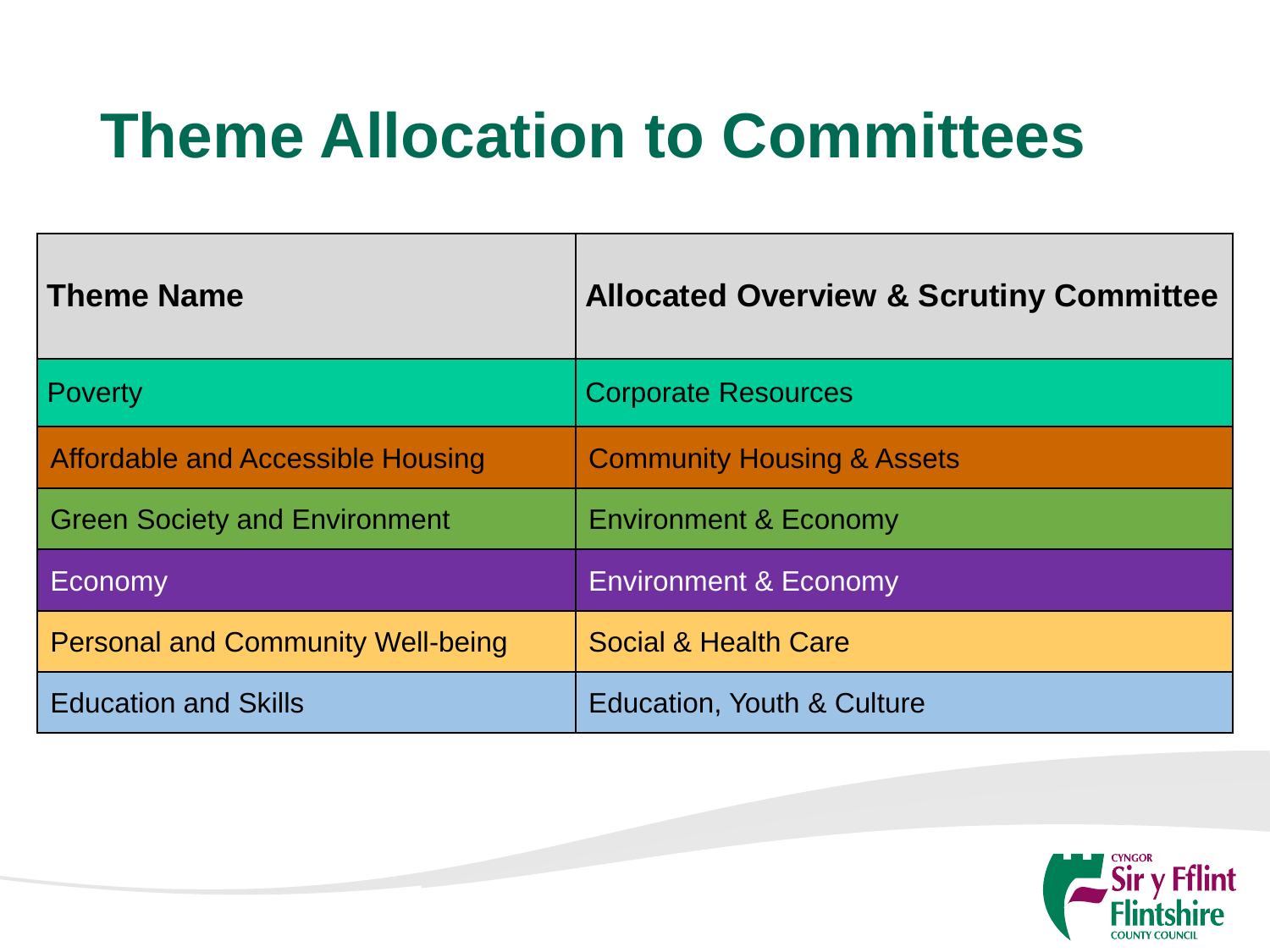# Theme Allocation to Committees

| Theme Name | Allocated Overview & Scrutiny Committee |
|---|---|
| Poverty | Corporate Resources |
| Affordable and Accessible Housing | Community Housing & Assets |
| Green Society and Environment | Environment & Economy |
| Economy | Environment & Economy |
| Personal and Community Well-being | Social & Health Care |
| Education and Skills | Education, Youth & Culture |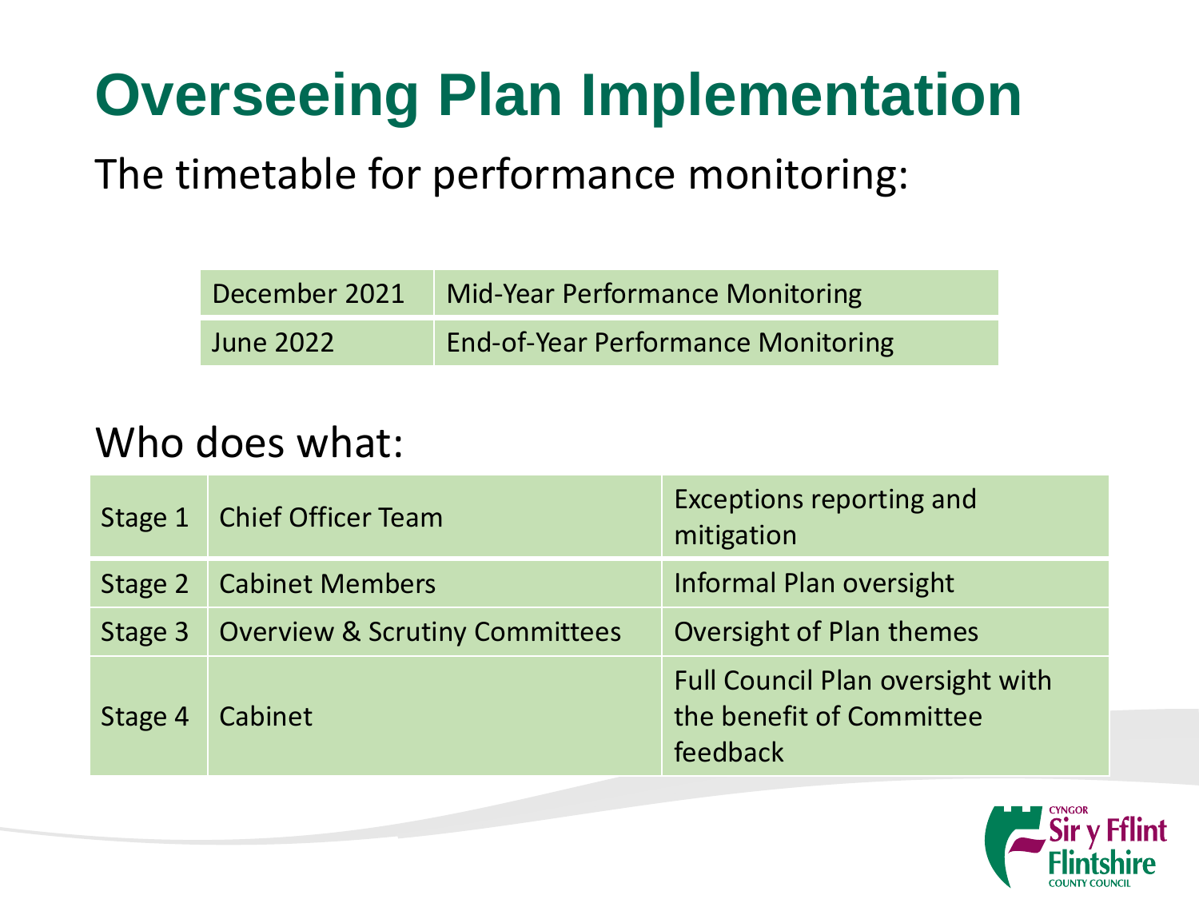# Overseeing Plan Implementation

The timetable for performance monitoring:

| | |
|---|---|
| December 2021 | Mid-Year Performance Monitoring |
| June 2022 | End-of-Year Performance Monitoring |

Who does what:

| | | |
|---|---|---|
| Stage 1 | Chief Officer Team | Exceptions reporting and mitigation |
| Stage 2 | Cabinet Members | Informal Plan oversight |
| Stage 3 | Overview & Scrutiny Committees | Oversight of Plan themes |
| Stage 4 | Cabinet | Full Council Plan oversight with the benefit of Committee feedback |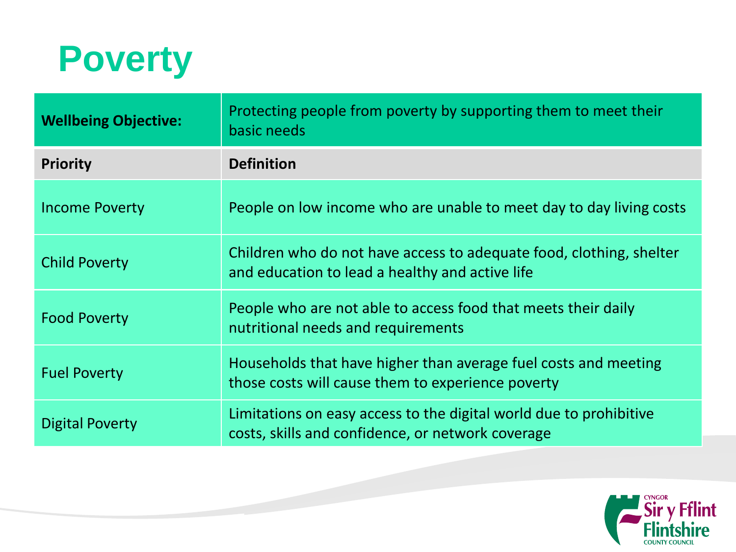# Poverty

| Wellbeing Objective: | Protecting people from poverty by supporting them to meet their basic needs |
|---|---|
| **Priority** | **Definition** |
| Income Poverty | People on low income who are unable to meet day to day living costs |
| Child Poverty | Children who do not have access to adequate food, clothing, shelter and education to lead a healthy and active life |
| Food Poverty | People who are not able to access food that meets their daily nutritional needs and requirements |
| Fuel Poverty | Households that have higher than average fuel costs and meeting those costs will cause them to experience poverty |
| Digital Poverty | Limitations on easy access to the digital world due to prohibitive costs, skills and confidence, or network coverage |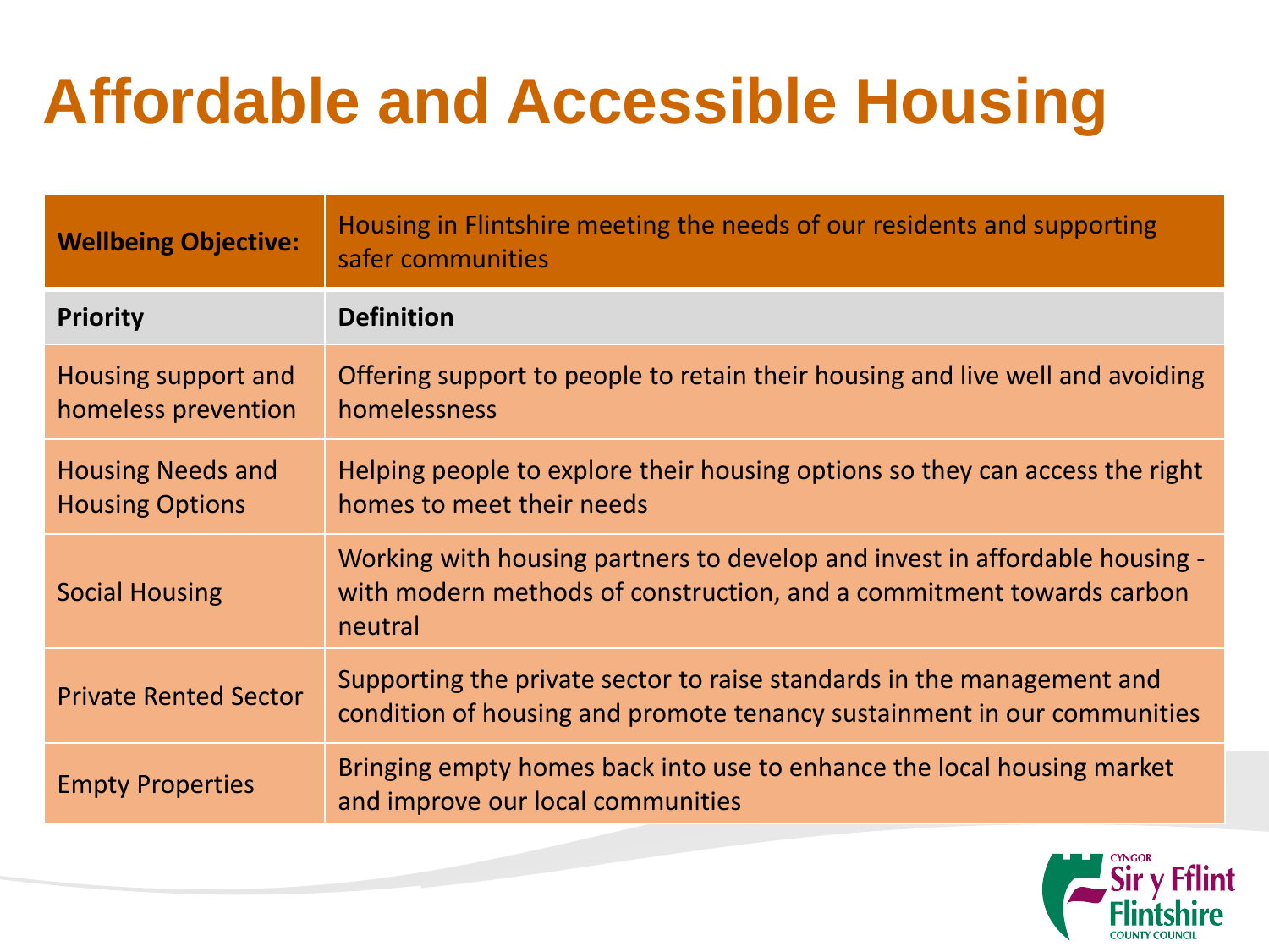# Affordable and Accessible Housing

| **Wellbeing Objective:** | Housing in Flintshire meeting the needs of our residents and supporting safer communities |
|---|---|
| **Priority** | **Definition** |
| Housing support and homeless prevention | Offering support to people to retain their housing and live well and avoiding homelessness |
| Housing Needs and Housing Options | Helping people to explore their housing options so they can access the right homes to meet their needs |
| Social Housing | Working with housing partners to develop and invest in affordable housing - with modern methods of construction, and a commitment towards carbon neutral |
| Private Rented Sector | Supporting the private sector to raise standards in the management and condition of housing and promote tenancy sustainment in our communities |
| Empty Properties | Bringing empty homes back into use to enhance the local housing market and improve our local communities |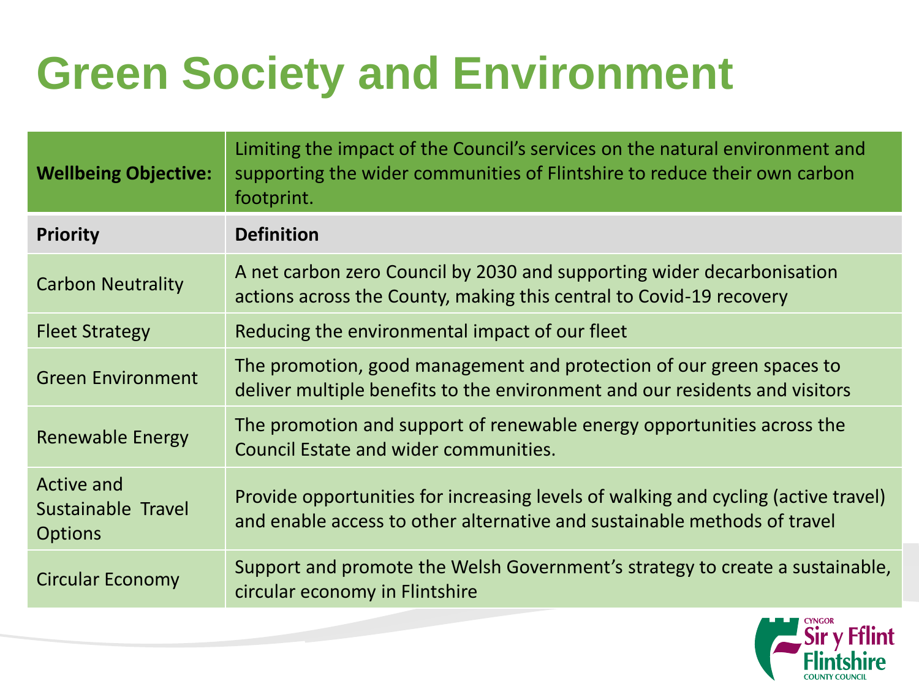# Green Society and Environment

| **Wellbeing Objective:** | Limiting the impact of the Council's services on the natural environment and supporting the wider communities of Flintshire to reduce their own carbon footprint. |
|---|---|
| **Priority** | **Definition** |
| Carbon Neutrality | A net carbon zero Council by 2030 and supporting wider decarbonisation actions across the County, making this central to Covid-19 recovery |
| Fleet Strategy | Reducing the environmental impact of our fleet |
| Green Environment | The promotion, good management and protection of our green spaces to deliver multiple benefits to the environment and our residents and visitors |
| Renewable Energy | The promotion and support of renewable energy opportunities across the Council Estate and wider communities. |
| Active and Sustainable Travel Options | Provide opportunities for increasing levels of walking and cycling (active travel) and enable access to other alternative and sustainable methods of travel |
| Circular Economy | Support and promote the Welsh Government's strategy to create a sustainable, circular economy in Flintshire |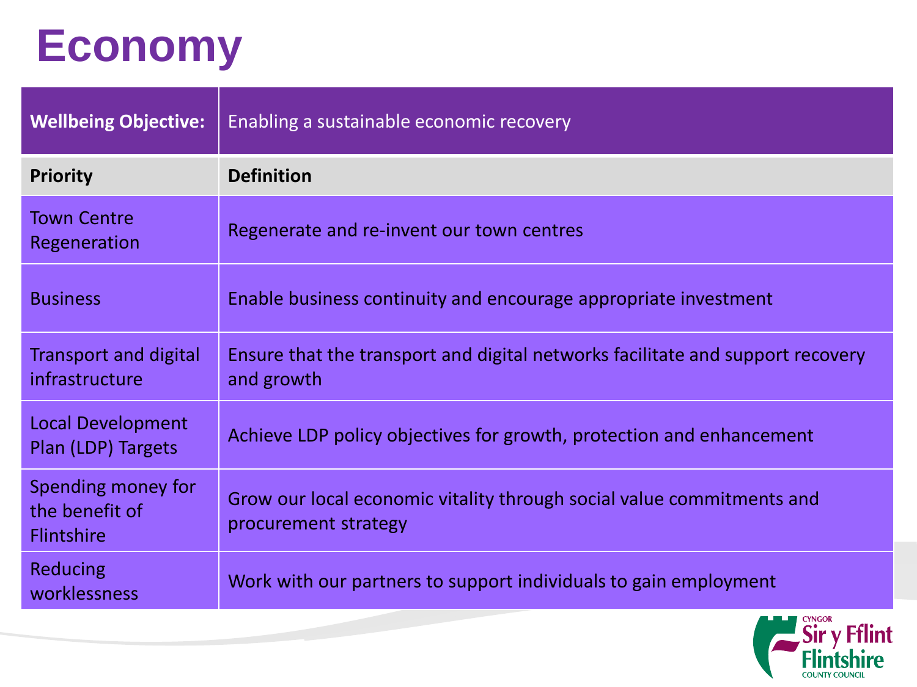# Economy

| Wellbeing Objective: | Enabling a sustainable economic recovery |
|---|---|
| **Priority** | **Definition** |
| Town Centre Regeneration | Regenerate and re-invent our town centres |
| Business | Enable business continuity and encourage appropriate investment |
| Transport and digital infrastructure | Ensure that the transport and digital networks facilitate and support recovery and growth |
| Local Development Plan (LDP) Targets | Achieve LDP policy objectives for growth, protection and enhancement |
| Spending money for the benefit of Flintshire | Grow our local economic vitality through social value commitments and procurement strategy |
| Reducing worklessness | Work with our partners to support individuals to gain employment |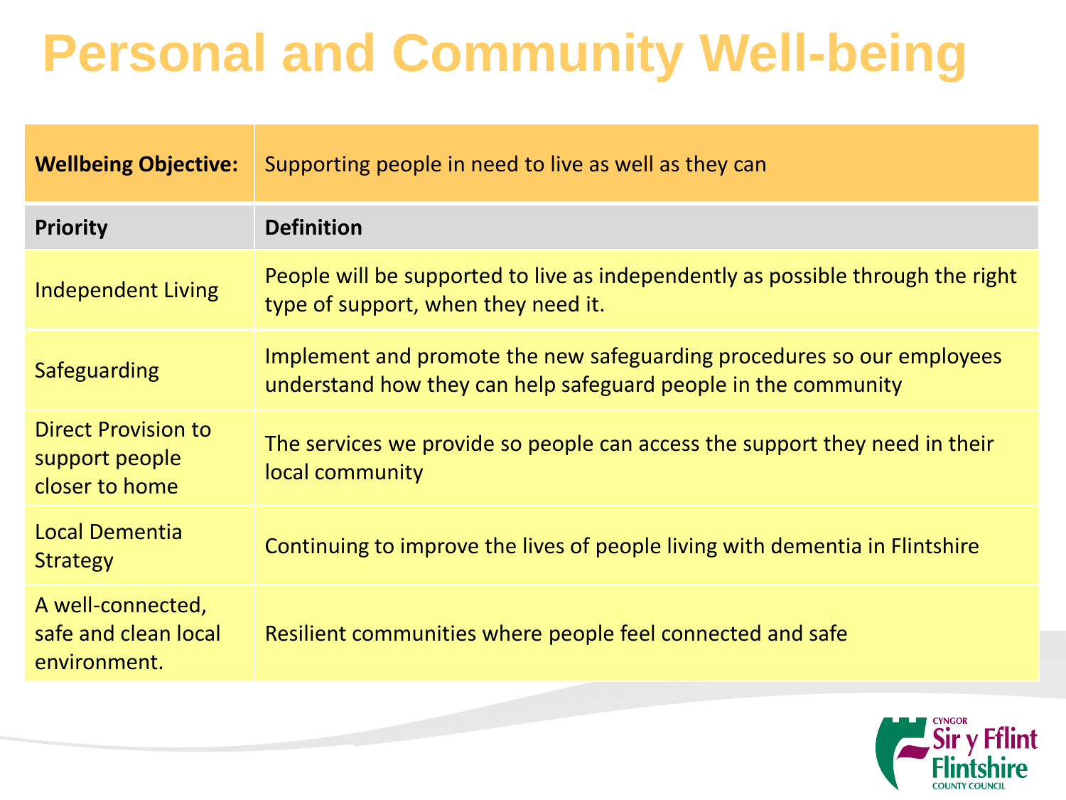# Personal and Community Well-being

| **Wellbeing Objective:** | Supporting people in need to live as well as they can |
|---|---|
| **Priority** | **Definition** |
| Independent Living | People will be supported to live as independently as possible through the right type of support, when they need it. |
| Safeguarding | Implement and promote the new safeguarding procedures so our employees understand how they can help safeguard people in the community |
| Direct Provision to support people closer to home | The services we provide so people can access the support they need in their local community |
| Local Dementia Strategy | Continuing to improve the lives of people living with dementia in Flintshire |
| A well-connected, safe and clean local environment. | Resilient communities where people feel connected and safe |

CYNGOR Sir y Fflint Flintshire COUNTY COUNCIL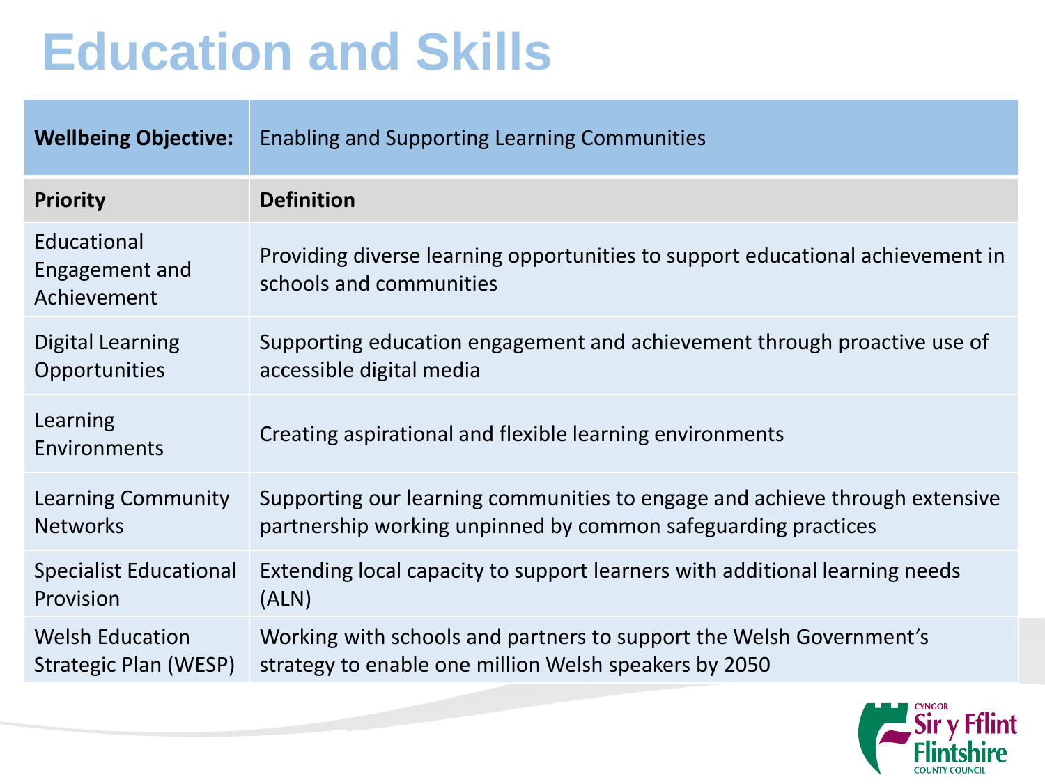# Education and Skills

| **Wellbeing Objective:** | Enabling and Supporting Learning Communities |
|---|---|
| **Priority** | **Definition** |
| Educational Engagement and Achievement | Providing diverse learning opportunities to support educational achievement in schools and communities |
| Digital Learning Opportunities | Supporting education engagement and achievement through proactive use of accessible digital media |
| Learning Environments | Creating aspirational and flexible learning environments |
| Learning Community Networks | Supporting our learning communities to engage and achieve through extensive partnership working unpinned by common safeguarding practices |
| Specialist Educational Provision | Extending local capacity to support learners with additional learning needs (ALN) |
| Welsh Education Strategic Plan (WESP) | Working with schools and partners to support the Welsh Government's strategy to enable one million Welsh speakers by 2050 |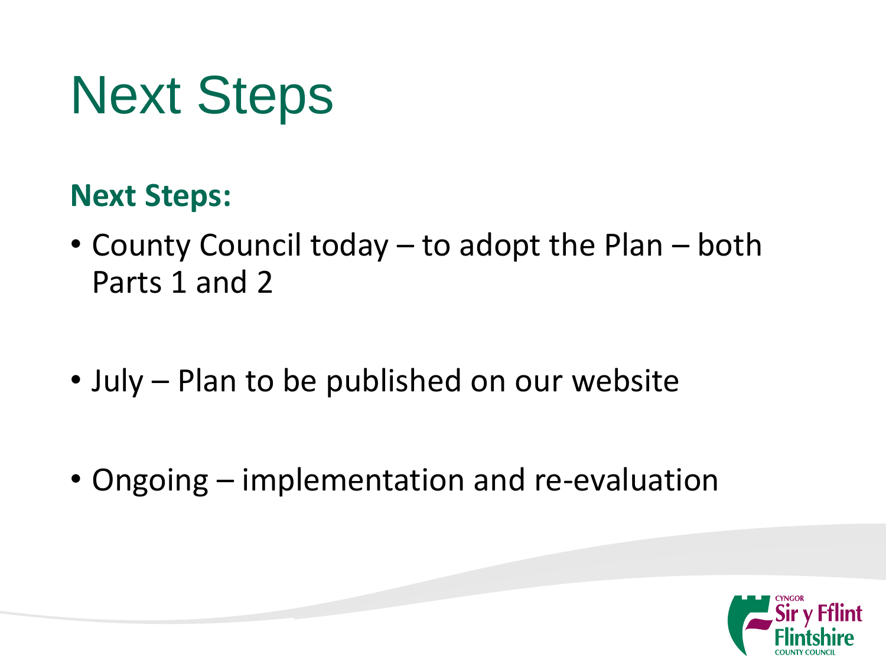# Next Steps

**Next Steps:**

- County Council today – to adopt the Plan – both Parts 1 and 2
- July – Plan to be published on our website
- Ongoing – implementation and re-evaluation